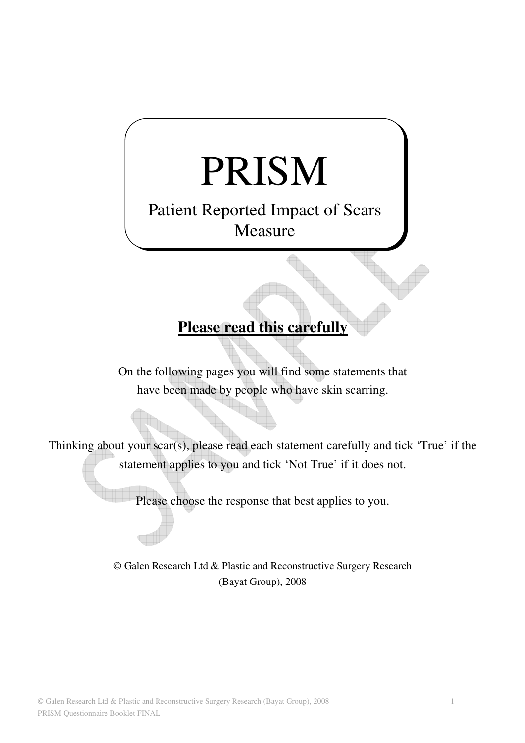# PRISM

## Patient Reported Impact of Scars Measure

**Please read this carefully**

On the following pages you will find some statements that have been made by people who have skin scarring.

Thinking about your scar(s), please read each statement carefully and tick 'True' if the statement applies to you and tick 'Not True' if it does not.

Please choose the response that best applies to you.

© Galen Research Ltd & Plastic and Reconstructive Surgery Research (Bayat Group), 2008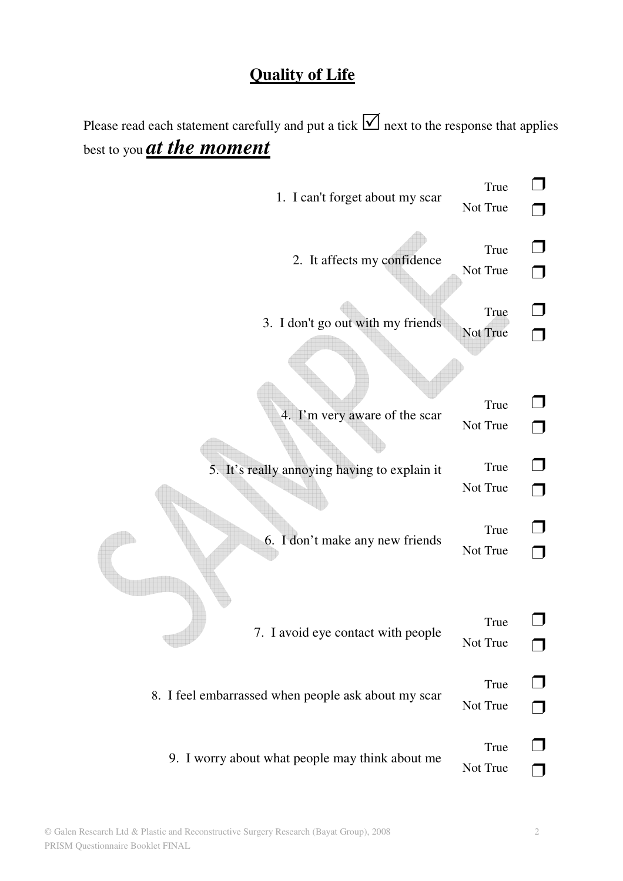## Quality of Life

Please read each statement carefully and put a tick ☑ next to the response that applies best to you ***at the moment***

| | | |
|---|---|---|
| 1. I can't forget about my scar | True | ❒ |
| | Not True | ❒ |
| 2. It affects my confidence | True | ❒ |
| | Not True | ❒ |
| 3. I don't go out with my friends | True | ❒ |
| | Not True | ❒ |
| 4. I'm very aware of the scar | True | ❒ |
| | Not True | ❒ |
| 5. It's really annoying having to explain it | True | ❒ |
| | Not True | ❒ |
| 6. I don't make any new friends | True | ❒ |
| | Not True | ❒ |
| 7. I avoid eye contact with people | True | ❒ |
| | Not True | ❒ |
| 8. I feel embarrassed when people ask about my scar | True | ❒ |
| | Not True | ❒ |
| 9. I worry about what people may think about me | True | ❒ |
| | Not True | ❒ |

© Galen Research Ltd & Plastic and Reconstructive Surgery Research (Bayat Group), 2008
PRISM Questionnaire Booklet FINAL